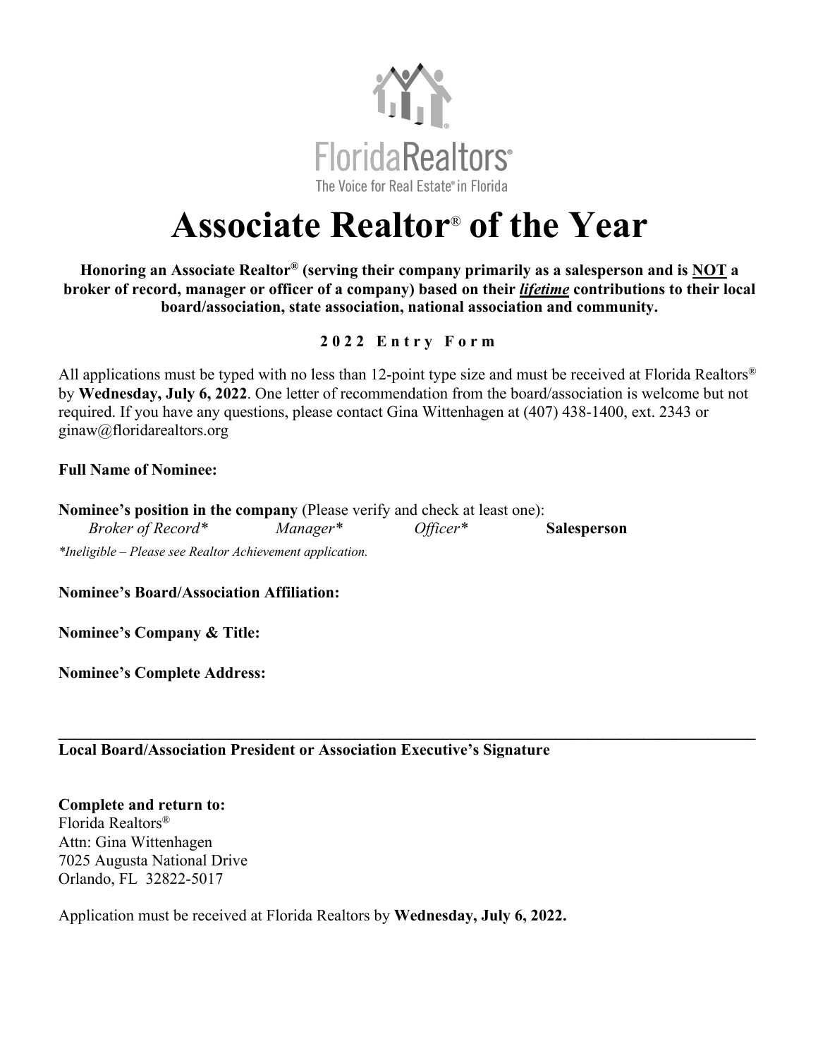FloridaRealtors®
The Voice for Real Estate® in Florida

# Associate Realtor® of the Year

**Honoring an Associate Realtor® (serving their company primarily as a salesperson and is NOT a broker of record, manager or officer of a company) based on their *lifetime* contributions to their local board/association, state association, national association and community.**

**2022 Entry Form**

All applications must be typed with no less than 12-point type size and must be received at Florida Realtors® by **Wednesday, July 6, 2022**. One letter of recommendation from the board/association is welcome but not required. If you have any questions, please contact Gina Wittenhagen at (407) 438-1400, ext. 2343 or ginaw@floridarealtors.org

**Full Name of Nominee:**

**Nominee's position in the company** (Please verify and check at least one):

*Broker of Record** *Manager** *Officer** **Salesperson**

*\*Ineligible – Please see Realtor Achievement application.*

**Nominee's Board/Association Affiliation:**

**Nominee's Company & Title:**

**Nominee's Complete Address:**

\_\_\_\_\_\_\_\_\_\_\_\_\_\_\_\_\_\_\_\_\_\_\_\_\_\_\_\_\_\_\_\_\_\_\_\_\_\_\_\_\_\_\_\_\_\_\_\_\_\_\_\_\_\_\_\_\_\_\_\_\_\_\_\_\_\_\_\_\_\_\_\_

**Local Board/Association President or Association Executive's Signature**

**Complete and return to:**
Florida Realtors®
Attn: Gina Wittenhagen
7025 Augusta National Drive
Orlando, FL 32822-5017

Application must be received at Florida Realtors by **Wednesday, July 6, 2022.**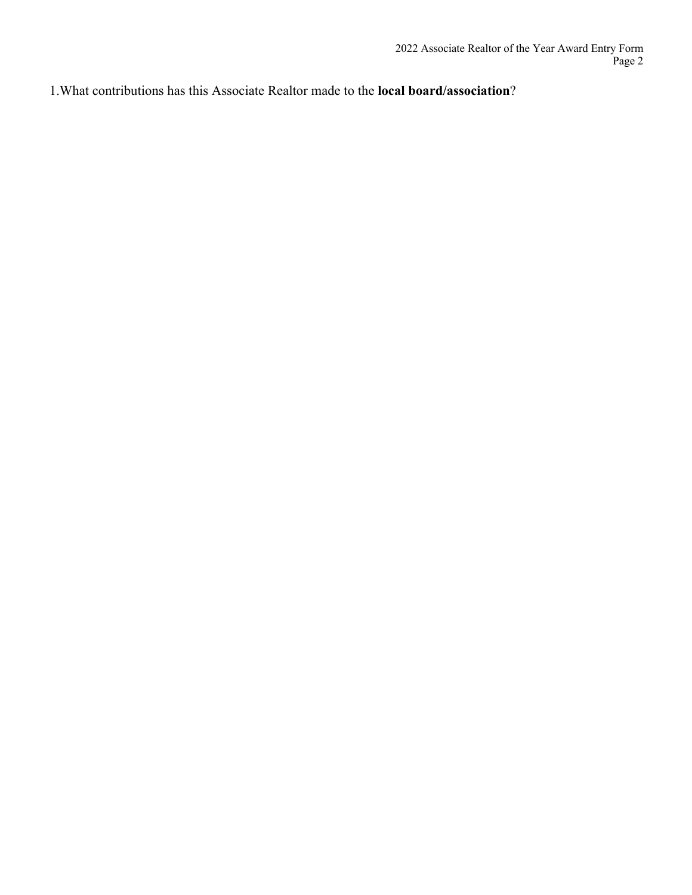1.What contributions has this Associate Realtor made to the **local board/association**?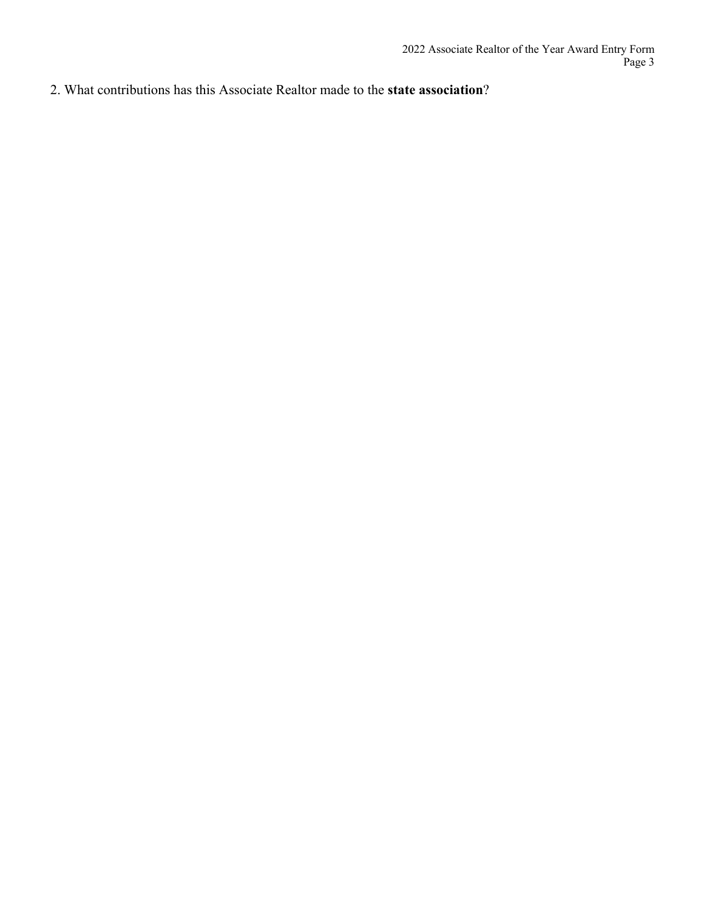2. What contributions has this Associate Realtor made to the **state association**?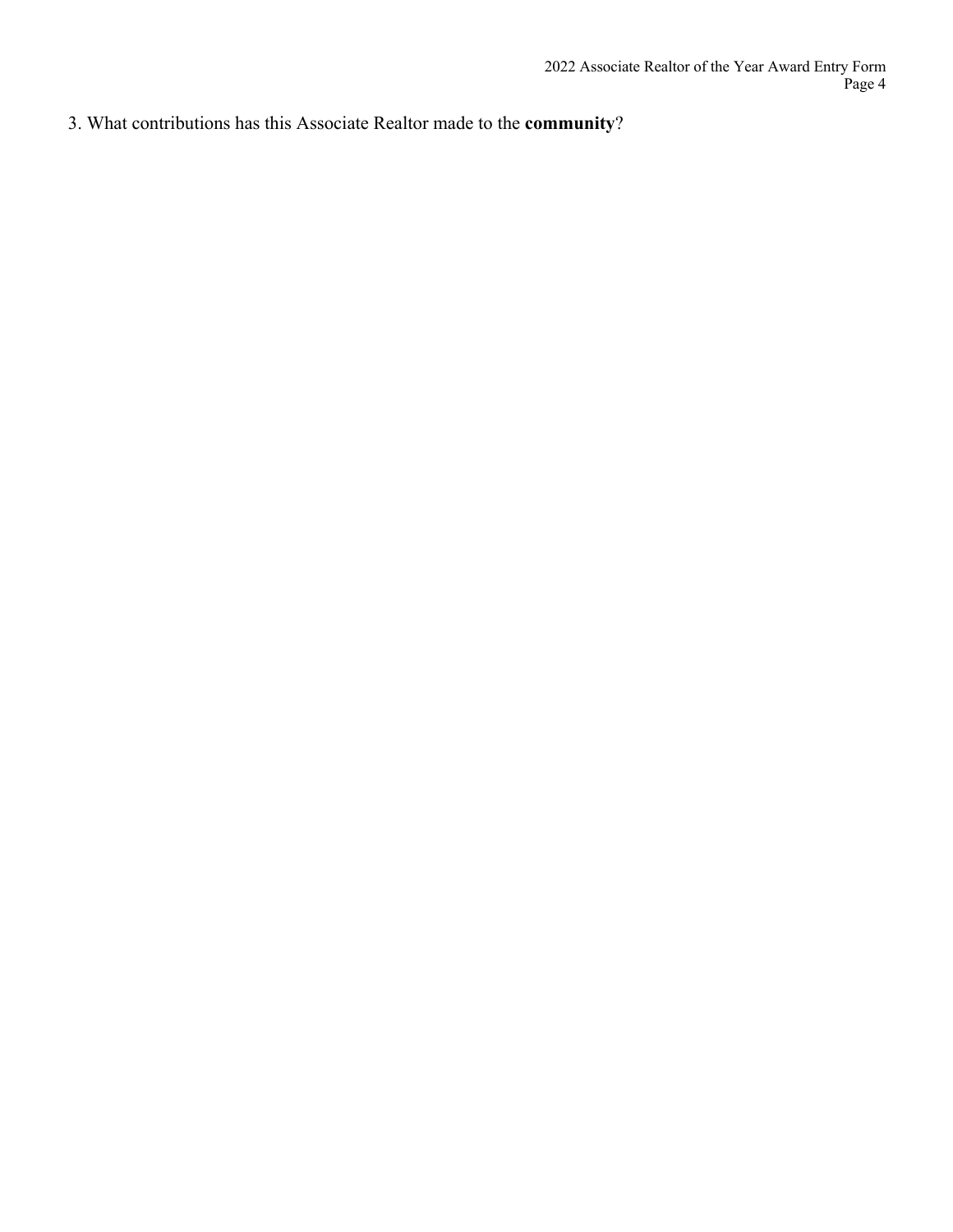3. What contributions has this Associate Realtor made to the **community**?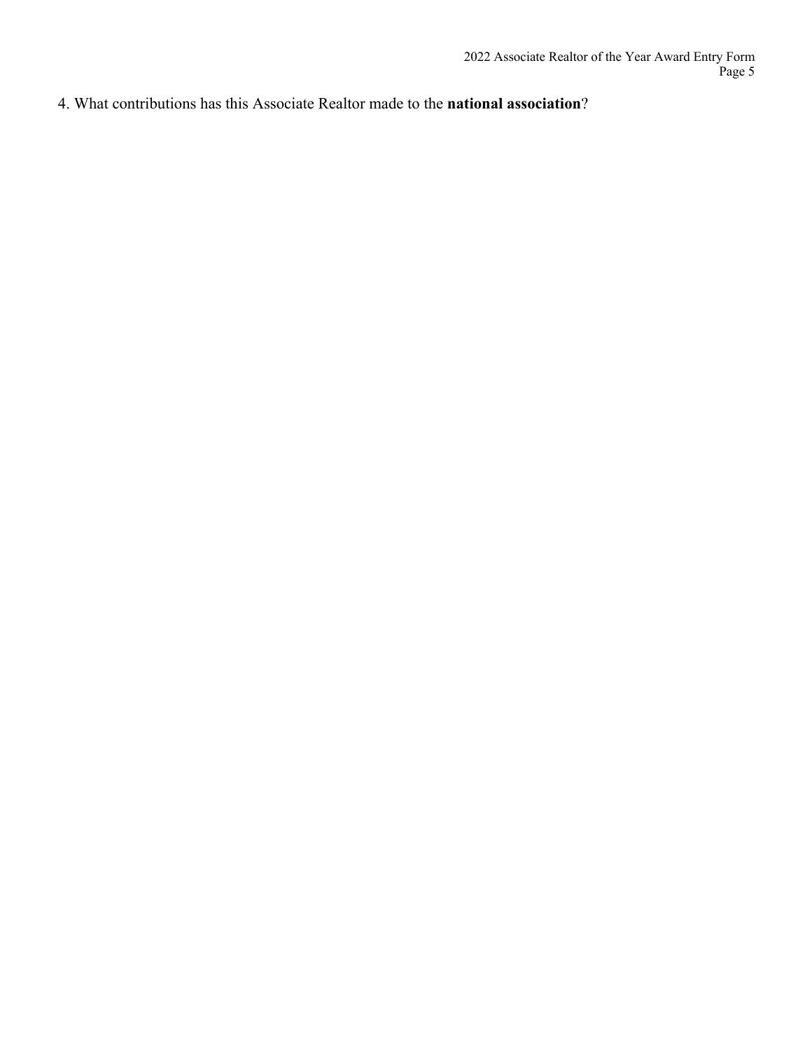4. What contributions has this Associate Realtor made to the **national association**?